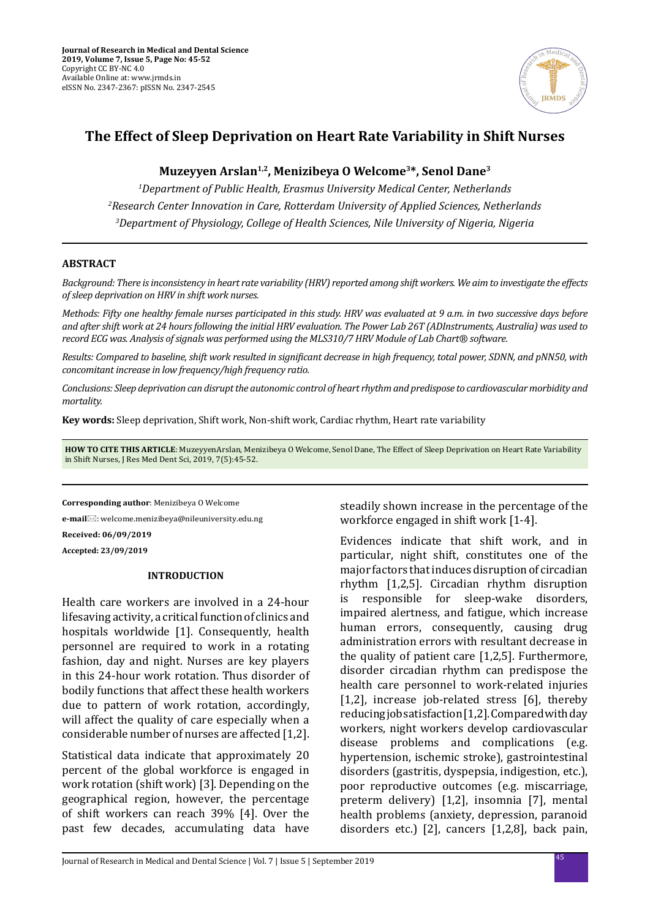Journal of Research in Medical and Dental Science
2019, Volume 7, Issue 5, Page No: 45-52
Copyright CC BY-NC 4.0
Available Online at: www.jrmds.in
eISSN No. 2347-2367: pISSN No. 2347-2545

# The Effect of Sleep Deprivation on Heart Rate Variability in Shift Nurses

**Muzeyyen Arslan[1,2], Menizibeya O Welcome[3*], Senol Dane[3]**

[1]Department of Public Health, Erasmus University Medical Center, Netherlands

[2]Research Center Innovation in Care, Rotterdam University of Applied Sciences, Netherlands

[3]Department of Physiology, College of Health Sciences, Nile University of Nigeria, Nigeria

## ABSTRACT

*Background: There is inconsistency in heart rate variability (HRV) reported among shift workers. We aim to investigate the effects of sleep deprivation on HRV in shift work nurses.*

*Methods: Fifty one healthy female nurses participated in this study. HRV was evaluated at 9 a.m. in two successive days before and after shift work at 24 hours following the initial HRV evaluation. The Power Lab 26T (ADInstruments, Australia) was used to record ECG was. Analysis of signals was performed using the MLS310/7 HRV Module of Lab Chart® software.*

*Results: Compared to baseline, shift work resulted in significant decrease in high frequency, total power, SDNN, and pNN50, with concomitant increase in low frequency/high frequency ratio.*

*Conclusions: Sleep deprivation can disrupt the autonomic control of heart rhythm and predispose to cardiovascular morbidity and mortality.*

**Key words:** Sleep deprivation, Shift work, Non-shift work, Cardiac rhythm, Heart rate variability

**HOW TO CITE THIS ARTICLE**: MuzeyyenArslan, Menizibeya O Welcome, Senol Dane, The Effect of Sleep Deprivation on Heart Rate Variability in Shift Nurses, J Res Med Dent Sci, 2019, 7(5):45-52.

**Corresponding author**: Menizibeya O Welcome

**e-mail**: welcome.menizibeya@nileuniversity.edu.ng

**Received: 06/09/2019**

**Accepted: 23/09/2019**

## INTRODUCTION

Health care workers are involved in a 24-hour lifesaving activity, a critical function of clinics and hospitals worldwide [1]. Consequently, health personnel are required to work in a rotating fashion, day and night. Nurses are key players in this 24-hour work rotation. Thus disorder of bodily functions that affect these health workers due to pattern of work rotation, accordingly, will affect the quality of care especially when a considerable number of nurses are affected [1,2].

Statistical data indicate that approximately 20 percent of the global workforce is engaged in work rotation (shift work) [3]. Depending on the geographical region, however, the percentage of shift workers can reach 39% [4]. Over the past few decades, accumulating data have steadily shown increase in the percentage of the workforce engaged in shift work [1-4].

Evidences indicate that shift work, and in particular, night shift, constitutes one of the major factors that induces disruption of circadian rhythm [1,2,5]. Circadian rhythm disruption is responsible for sleep-wake disorders, impaired alertness, and fatigue, which increase human errors, consequently, causing drug administration errors with resultant decrease in the quality of patient care [1,2,5]. Furthermore, disorder circadian rhythm can predispose the health care personnel to work-related injuries [1,2], increase job-related stress [6], thereby reducing job satisfaction [1,2]. Compared with day workers, night workers develop cardiovascular disease problems and complications (e.g. hypertension, ischemic stroke), gastrointestinal disorders (gastritis, dyspepsia, indigestion, etc.), poor reproductive outcomes (e.g. miscarriage, preterm delivery) [1,2], insomnia [7], mental health problems (anxiety, depression, paranoid disorders etc.) [2], cancers [1,2,8], back pain,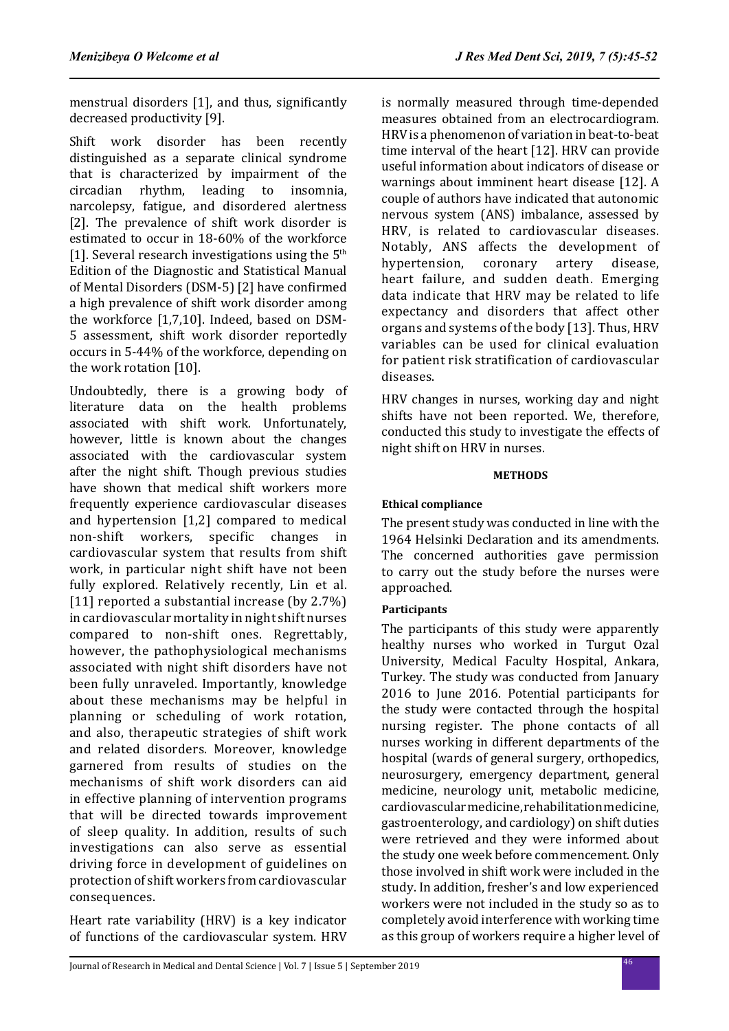menstrual disorders [1], and thus, significantly decreased productivity [9].

Shift work disorder has been recently distinguished as a separate clinical syndrome that is characterized by impairment of the circadian rhythm, leading to insomnia, narcolepsy, fatigue, and disordered alertness [2]. The prevalence of shift work disorder is estimated to occur in 18-60% of the workforce [1]. Several research investigations using the 5th Edition of the Diagnostic and Statistical Manual of Mental Disorders (DSM-5) [2] have confirmed a high prevalence of shift work disorder among the workforce [1,7,10]. Indeed, based on DSM-5 assessment, shift work disorder reportedly occurs in 5-44% of the workforce, depending on the work rotation [10].

Undoubtedly, there is a growing body of literature data on the health problems associated with shift work. Unfortunately, however, little is known about the changes associated with the cardiovascular system after the night shift. Though previous studies have shown that medical shift workers more frequently experience cardiovascular diseases and hypertension [1,2] compared to medical non-shift workers, specific changes in cardiovascular system that results from shift work, in particular night shift have not been fully explored. Relatively recently, Lin et al. [11] reported a substantial increase (by 2.7%) in cardiovascular mortality in night shift nurses compared to non-shift ones. Regrettably, however, the pathophysiological mechanisms associated with night shift disorders have not been fully unraveled. Importantly, knowledge about these mechanisms may be helpful in planning or scheduling of work rotation, and also, therapeutic strategies of shift work and related disorders. Moreover, knowledge garnered from results of studies on the mechanisms of shift work disorders can aid in effective planning of intervention programs that will be directed towards improvement of sleep quality. In addition, results of such investigations can also serve as essential driving force in development of guidelines on protection of shift workers from cardiovascular consequences.

Heart rate variability (HRV) is a key indicator of functions of the cardiovascular system. HRV is normally measured through time-depended measures obtained from an electrocardiogram. HRV is a phenomenon of variation in beat-to-beat time interval of the heart [12]. HRV can provide useful information about indicators of disease or warnings about imminent heart disease [12]. A couple of authors have indicated that autonomic nervous system (ANS) imbalance, assessed by HRV, is related to cardiovascular diseases. Notably, ANS affects the development of hypertension, coronary artery disease, heart failure, and sudden death. Emerging data indicate that HRV may be related to life expectancy and disorders that affect other organs and systems of the body [13]. Thus, HRV variables can be used for clinical evaluation for patient risk stratification of cardiovascular diseases.

HRV changes in nurses, working day and night shifts have not been reported. We, therefore, conducted this study to investigate the effects of night shift on HRV in nurses.

## METHODS

### Ethical compliance

The present study was conducted in line with the 1964 Helsinki Declaration and its amendments. The concerned authorities gave permission to carry out the study before the nurses were approached.

### Participants

The participants of this study were apparently healthy nurses who worked in Turgut Ozal University, Medical Faculty Hospital, Ankara, Turkey. The study was conducted from January 2016 to June 2016. Potential participants for the study were contacted through the hospital nursing register. The phone contacts of all nurses working in different departments of the hospital (wards of general surgery, orthopedics, neurosurgery, emergency department, general medicine, neurology unit, metabolic medicine, cardiovascular medicine, rehabilitation medicine, gastroenterology, and cardiology) on shift duties were retrieved and they were informed about the study one week before commencement. Only those involved in shift work were included in the study. In addition, fresher's and low experienced workers were not included in the study so as to completely avoid interference with working time as this group of workers require a higher level of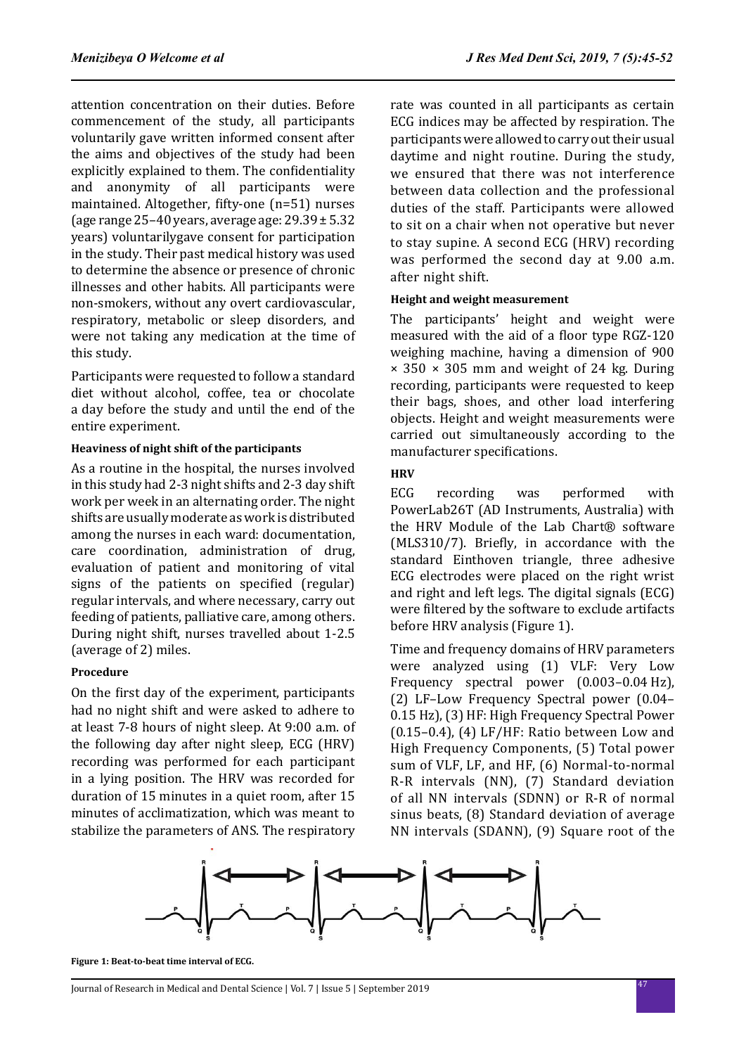attention concentration on their duties. Before commencement of the study, all participants voluntarily gave written informed consent after the aims and objectives of the study had been explicitly explained to them. The confidentiality and anonymity of all participants were maintained. Altogether, fifty-one (n=51) nurses (age range 25–40 years, average age: 29.39 ± 5.32 years) voluntarilygave consent for participation in the study. Their past medical history was used to determine the absence or presence of chronic illnesses and other habits. All participants were non-smokers, without any overt cardiovascular, respiratory, metabolic or sleep disorders, and were not taking any medication at the time of this study.

Participants were requested to follow a standard diet without alcohol, coffee, tea or chocolate a day before the study and until the end of the entire experiment.

#### Heaviness of night shift of the participants

As a routine in the hospital, the nurses involved in this study had 2-3 night shifts and 2-3 day shift work per week in an alternating order. The night shifts are usually moderate as work is distributed among the nurses in each ward: documentation, care coordination, administration of drug, evaluation of patient and monitoring of vital signs of the patients on specified (regular) regular intervals, and where necessary, carry out feeding of patients, palliative care, among others. During night shift, nurses travelled about 1-2.5 (average of 2) miles.

#### Procedure

On the first day of the experiment, participants had no night shift and were asked to adhere to at least 7-8 hours of night sleep. At 9:00 a.m. of the following day after night sleep, ECG (HRV) recording was performed for each participant in a lying position. The HRV was recorded for duration of 15 minutes in a quiet room, after 15 minutes of acclimatization, which was meant to stabilize the parameters of ANS. The respiratory rate was counted in all participants as certain ECG indices may be affected by respiration. The participants were allowed to carry out their usual daytime and night routine. During the study, we ensured that there was not interference between data collection and the professional duties of the staff. Participants were allowed to sit on a chair when not operative but never to stay supine. A second ECG (HRV) recording was performed the second day at 9.00 a.m. after night shift.

#### Height and weight measurement

The participants' height and weight were measured with the aid of a floor type RGZ-120 weighing machine, having a dimension of 900 × 350 × 305 mm and weight of 24 kg. During recording, participants were requested to keep their bags, shoes, and other load interfering objects. Height and weight measurements were carried out simultaneously according to the manufacturer specifications.

#### HRV

ECG recording was performed with PowerLab26T (AD Instruments, Australia) with the HRV Module of the Lab Chart® software (MLS310/7). Briefly, in accordance with the standard Einthoven triangle, three adhesive ECG electrodes were placed on the right wrist and right and left legs. The digital signals (ECG) were filtered by the software to exclude artifacts before HRV analysis (Figure 1).

Time and frequency domains of HRV parameters were analyzed using (1) VLF: Very Low Frequency spectral power (0.003–0.04 Hz), (2) LF–Low Frequency Spectral power (0.04–0.15 Hz), (3) HF: High Frequency Spectral Power (0.15–0.4), (4) LF/HF: Ratio between Low and High Frequency Components, (5) Total power sum of VLF, LF, and HF, (6) Normal-to-normal R-R intervals (NN), (7) Standard deviation of all NN intervals (SDNN) or R-R of normal sinus beats, (8) Standard deviation of average NN intervals (SDANN), (9) Square root of the

**Figure 1: Beat-to-beat time interval of ECG.**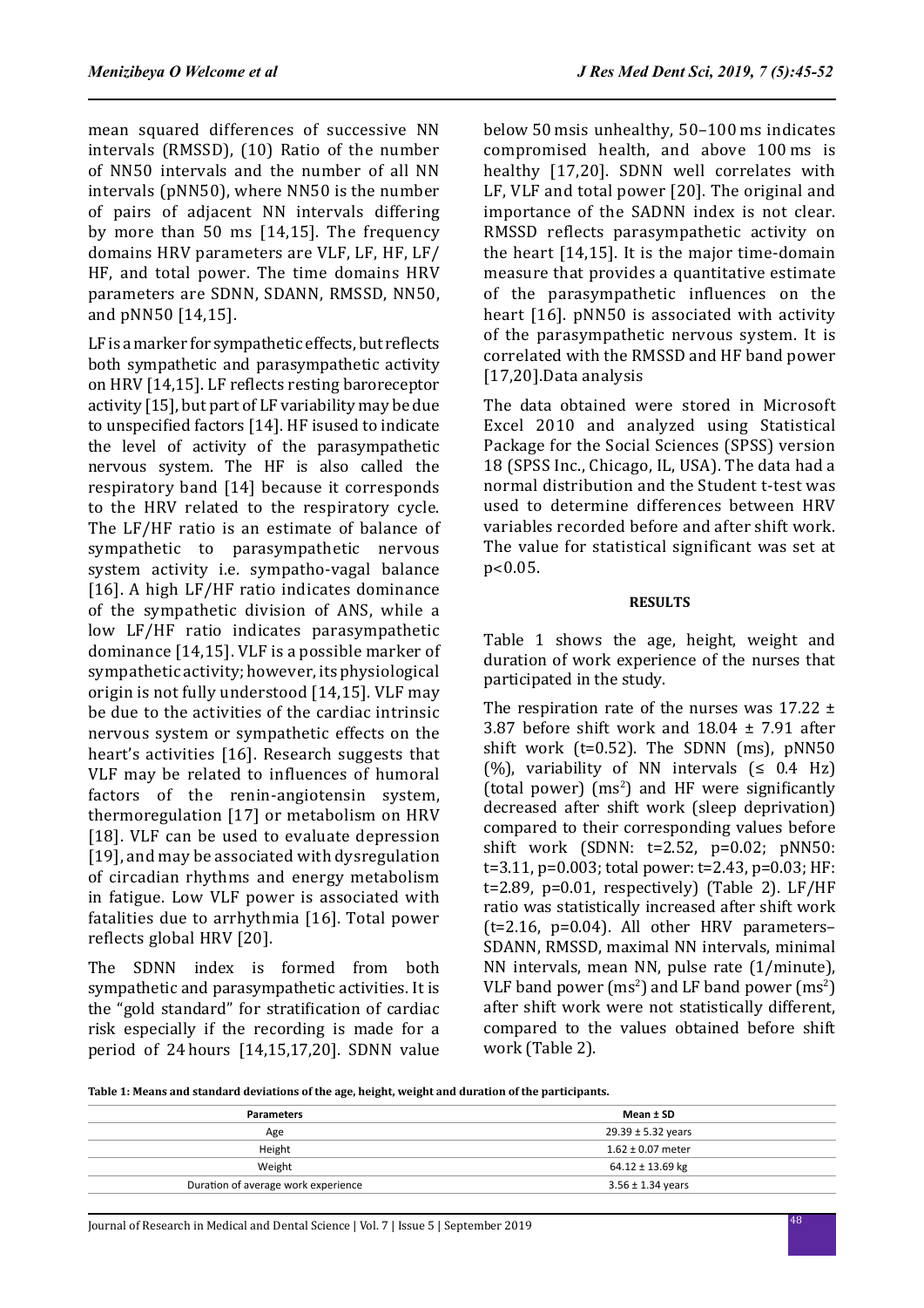mean squared differences of successive NN intervals (RMSSD), (10) Ratio of the number of NN50 intervals and the number of all NN intervals (pNN50), where NN50 is the number of pairs of adjacent NN intervals differing by more than 50 ms [14,15]. The frequency domains HRV parameters are VLF, LF, HF, LF/HF, and total power. The time domains HRV parameters are SDNN, SDANN, RMSSD, NN50, and pNN50 [14,15].

LF is a marker for sympathetic effects, but reflects both sympathetic and parasympathetic activity on HRV [14,15]. LF reflects resting baroreceptor activity [15], but part of LF variability may be due to unspecified factors [14]. HF isused to indicate the level of activity of the parasympathetic nervous system. The HF is also called the respiratory band [14] because it corresponds to the HRV related to the respiratory cycle. The LF/HF ratio is an estimate of balance of sympathetic to parasympathetic nervous system activity i.e. sympatho-vagal balance [16]. A high LF/HF ratio indicates dominance of the sympathetic division of ANS, while a low LF/HF ratio indicates parasympathetic dominance [14,15]. VLF is a possible marker of sympathetic activity; however, its physiological origin is not fully understood [14,15]. VLF may be due to the activities of the cardiac intrinsic nervous system or sympathetic effects on the heart's activities [16]. Research suggests that VLF may be related to influences of humoral factors of the renin-angiotensin system, thermoregulation [17] or metabolism on HRV [18]. VLF can be used to evaluate depression [19], and may be associated with dysregulation of circadian rhythms and energy metabolism in fatigue. Low VLF power is associated with fatalities due to arrhythmia [16]. Total power reflects global HRV [20].

The SDNN index is formed from both sympathetic and parasympathetic activities. It is the "gold standard" for stratification of cardiac risk especially if the recording is made for a period of 24 hours [14,15,17,20]. SDNN value below 50 msis unhealthy, 50–100 ms indicates compromised health, and above 100 ms is healthy [17,20]. SDNN well correlates with LF, VLF and total power [20]. The original and importance of the SADNN index is not clear. RMSSD reflects parasympathetic activity on the heart [14,15]. It is the major time-domain measure that provides a quantitative estimate of the parasympathetic influences on the heart [16]. pNN50 is associated with activity of the parasympathetic nervous system. It is correlated with the RMSSD and HF band power [17,20].Data analysis

The data obtained were stored in Microsoft Excel 2010 and analyzed using Statistical Package for the Social Sciences (SPSS) version 18 (SPSS Inc., Chicago, IL, USA). The data had a normal distribution and the Student t-test was used to determine differences between HRV variables recorded before and after shift work. The value for statistical significant was set at $p<0.05$.

## RESULTS

Table 1 shows the age, height, weight and duration of work experience of the nurses that participated in the study.

The respiration rate of the nurses was 17.22 ± 3.87 before shift work and 18.04 ± 7.91 after shift work (t=0.52). The SDNN (ms), pNN50 (%), variability of NN intervals (≤ 0.4 Hz) (total power) ($ms^2$) and HF were significantly decreased after shift work (sleep deprivation) compared to their corresponding values before shift work (SDNN: t=2.52, p=0.02; pNN50: t=3.11, p=0.003; total power: t=2.43, p=0.03; HF: t=2.89, p=0.01, respectively) (Table 2). LF/HF ratio was statistically increased after shift work (t=2.16, p=0.04). All other HRV parameters– SDANN, RMSSD, maximal NN intervals, minimal NN intervals, mean NN, pulse rate (1/minute), VLF band power ($ms^2$) and LF band power ($ms^2$) after shift work were not statistically different, compared to the values obtained before shift work (Table 2).

**Table 1: Means and standard deviations of the age, height, weight and duration of the participants.**

| Parameters | Mean ± SD |
|---|---|
| Age | 29.39 ± 5.32 years |
| Height | 1.62 ± 0.07 meter |
| Weight | 64.12 ± 13.69 kg |
| Duration of average work experience | 3.56 ± 1.34 years |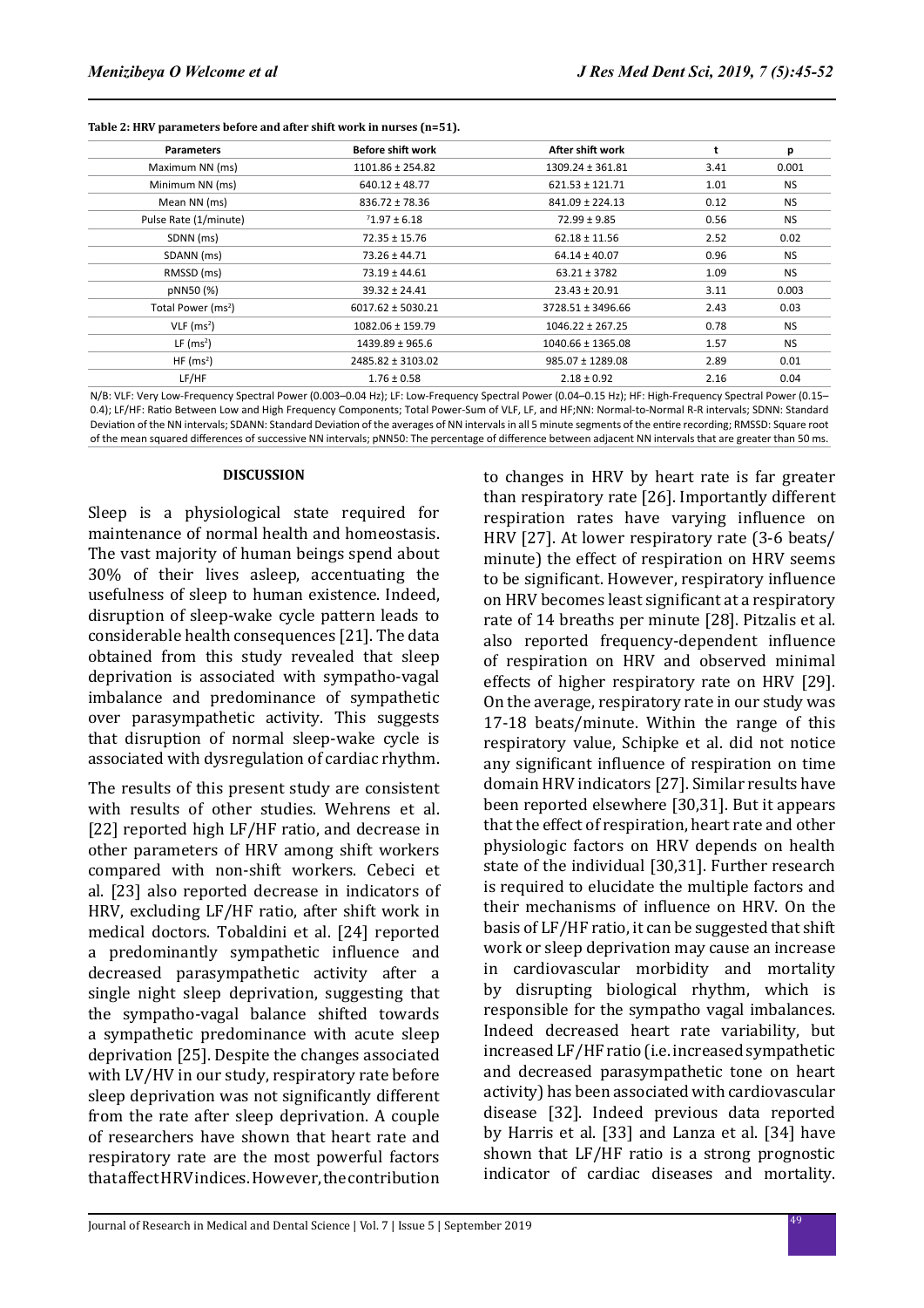**Table 2: HRV parameters before and after shift work in nurses (n=51).**

| Parameters | Before shift work | After shift work | t | p |
|---|---|---|---|---|
| Maximum NN (ms) | 1101.86 ± 254.82 | 1309.24 ± 361.81 | 3.41 | 0.001 |
| Minimum NN (ms) | 640.12 ± 48.77 | 621.53 ± 121.71 | 1.01 | NS |
| Mean NN (ms) | 836.72 ± 78.36 | 841.09 ± 224.13 | 0.12 | NS |
| Pulse Rate (1/minute) | 71.97 ± 6.18 | 72.99 ± 9.85 | 0.56 | NS |
| SDNN (ms) | 72.35 ± 15.76 | 62.18 ± 11.56 | 2.52 | 0.02 |
| SDANN (ms) | 73.26 ± 44.71 | 64.14 ± 40.07 | 0.96 | NS |
| RMSSD (ms) | 73.19 ± 44.61 | 63.21 ± 3782 | 1.09 | NS |
| pNN50 (%) | 39.32 ± 24.41 | 23.43 ± 20.91 | 3.11 | 0.003 |
| Total Power ($ms^2$) | 6017.62 ± 5030.21 | 3728.51 ± 3496.66 | 2.43 | 0.03 |
| VLF ($ms^2$) | 1082.06 ± 159.79 | 1046.22 ± 267.25 | 0.78 | NS |
| LF ($ms^2$) | 1439.89 ± 965.6 | 1040.66 ± 1365.08 | 1.57 | NS |
| HF ($ms^2$) | 2485.82 ± 3103.02 | 985.07 ± 1289.08 | 2.89 | 0.01 |
| LF/HF | 1.76 ± 0.58 | 2.18 ± 0.92 | 2.16 | 0.04 |

N/B: VLF: Very Low-Frequency Spectral Power (0.003–0.04 Hz); LF: Low-Frequency Spectral Power (0.04–0.15 Hz); HF: High-Frequency Spectral Power (0.15–0.4); LF/HF: Ratio Between Low and High Frequency Components; Total Power-Sum of VLF, LF, and HF;NN: Normal-to-Normal R-R intervals; SDNN: Standard Deviation of the NN intervals; SDANN: Standard Deviation of the averages of NN intervals in all 5 minute segments of the entire recording; RMSSD: Square root of the mean squared differences of successive NN intervals; pNN50: The percentage of difference between adjacent NN intervals that are greater than 50 ms.

## DISCUSSION

Sleep is a physiological state required for maintenance of normal health and homeostasis. The vast majority of human beings spend about 30% of their lives asleep, accentuating the usefulness of sleep to human existence. Indeed, disruption of sleep-wake cycle pattern leads to considerable health consequences [21]. The data obtained from this study revealed that sleep deprivation is associated with sympatho-vagal imbalance and predominance of sympathetic over parasympathetic activity. This suggests that disruption of normal sleep-wake cycle is associated with dysregulation of cardiac rhythm.

The results of this present study are consistent with results of other studies. Wehrens et al. [22] reported high LF/HF ratio, and decrease in other parameters of HRV among shift workers compared with non-shift workers. Cebeci et al. [23] also reported decrease in indicators of HRV, excluding LF/HF ratio, after shift work in medical doctors. Tobaldini et al. [24] reported a predominantly sympathetic influence and decreased parasympathetic activity after a single night sleep deprivation, suggesting that the sympatho-vagal balance shifted towards a sympathetic predominance with acute sleep deprivation [25]. Despite the changes associated with LV/HV in our study, respiratory rate before sleep deprivation was not significantly different from the rate after sleep deprivation. A couple of researchers have shown that heart rate and respiratory rate are the most powerful factors that affect HRV indices. However, the contribution to changes in HRV by heart rate is far greater than respiratory rate [26]. Importantly different respiration rates have varying influence on HRV [27]. At lower respiratory rate (3-6 beats/minute) the effect of respiration on HRV seems to be significant. However, respiratory influence on HRV becomes least significant at a respiratory rate of 14 breaths per minute [28]. Pitzalis et al. also reported frequency-dependent influence of respiration on HRV and observed minimal effects of higher respiratory rate on HRV [29]. On the average, respiratory rate in our study was 17-18 beats/minute. Within the range of this respiratory value, Schipke et al. did not notice any significant influence of respiration on time domain HRV indicators [27]. Similar results have been reported elsewhere [30,31]. But it appears that the effect of respiration, heart rate and other physiologic factors on HRV depends on health state of the individual [30,31]. Further research is required to elucidate the multiple factors and their mechanisms of influence on HRV. On the basis of LF/HF ratio, it can be suggested that shift work or sleep deprivation may cause an increase in cardiovascular morbidity and mortality by disrupting biological rhythm, which is responsible for the sympatho vagal imbalances. Indeed decreased heart rate variability, but increased LF/HF ratio (i.e. increased sympathetic and decreased parasympathetic tone on heart activity) has been associated with cardiovascular disease [32]. Indeed previous data reported by Harris et al. [33] and Lanza et al. [34] have shown that LF/HF ratio is a strong prognostic indicator of cardiac diseases and mortality.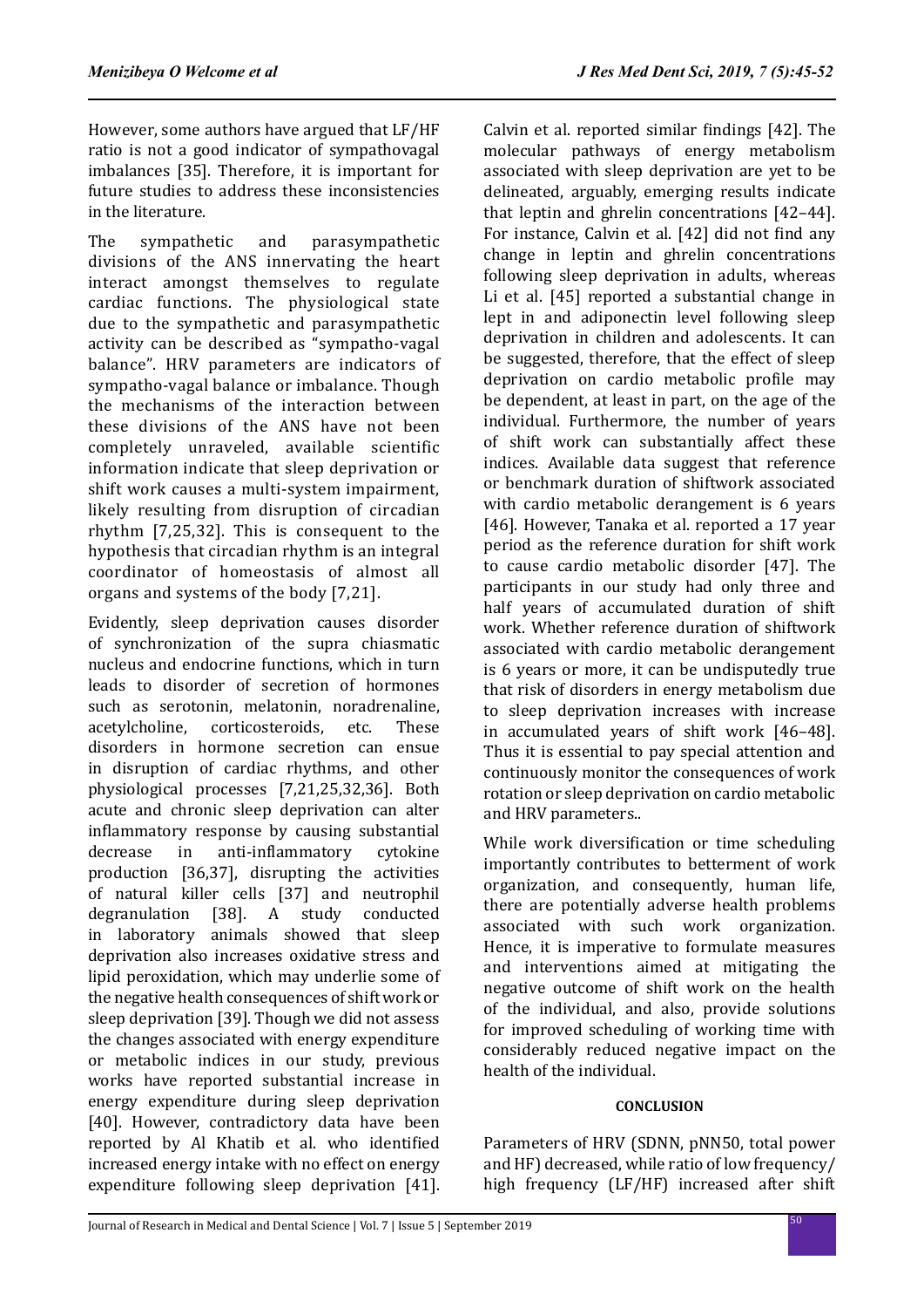However, some authors have argued that LF/HF ratio is not a good indicator of sympathovagal imbalances [35]. Therefore, it is important for future studies to address these inconsistencies in the literature.

The sympathetic and parasympathetic divisions of the ANS innervating the heart interact amongst themselves to regulate cardiac functions. The physiological state due to the sympathetic and parasympathetic activity can be described as "sympatho-vagal balance". HRV parameters are indicators of sympatho-vagal balance or imbalance. Though the mechanisms of the interaction between these divisions of the ANS have not been completely unraveled, available scientific information indicate that sleep deprivation or shift work causes a multi-system impairment, likely resulting from disruption of circadian rhythm [7,25,32]. This is consequent to the hypothesis that circadian rhythm is an integral coordinator of homeostasis of almost all organs and systems of the body [7,21].

Evidently, sleep deprivation causes disorder of synchronization of the supra chiasmatic nucleus and endocrine functions, which in turn leads to disorder of secretion of hormones such as serotonin, melatonin, noradrenaline, acetylcholine, corticosteroids, etc. These disorders in hormone secretion can ensue in disruption of cardiac rhythms, and other physiological processes [7,21,25,32,36]. Both acute and chronic sleep deprivation can alter inflammatory response by causing substantial decrease in anti-inflammatory cytokine production [36,37], disrupting the activities of natural killer cells [37] and neutrophil degranulation [38]. A study conducted in laboratory animals showed that sleep deprivation also increases oxidative stress and lipid peroxidation, which may underlie some of the negative health consequences of shift work or sleep deprivation [39]. Though we did not assess the changes associated with energy expenditure or metabolic indices in our study, previous works have reported substantial increase in energy expenditure during sleep deprivation [40]. However, contradictory data have been reported by Al Khatib et al. who identified increased energy intake with no effect on energy expenditure following sleep deprivation [41]. Calvin et al. reported similar findings [42]. The molecular pathways of energy metabolism associated with sleep deprivation are yet to be delineated, arguably, emerging results indicate that leptin and ghrelin concentrations [42–44]. For instance, Calvin et al. [42] did not find any change in leptin and ghrelin concentrations following sleep deprivation in adults, whereas Li et al. [45] reported a substantial change in lept in and adiponectin level following sleep deprivation in children and adolescents. It can be suggested, therefore, that the effect of sleep deprivation on cardio metabolic profile may be dependent, at least in part, on the age of the individual. Furthermore, the number of years of shift work can substantially affect these indices. Available data suggest that reference or benchmark duration of shiftwork associated with cardio metabolic derangement is 6 years [46]. However, Tanaka et al. reported a 17 year period as the reference duration for shift work to cause cardio metabolic disorder [47]. The participants in our study had only three and half years of accumulated duration of shift work. Whether reference duration of shiftwork associated with cardio metabolic derangement is 6 years or more, it can be undisputedly true that risk of disorders in energy metabolism due to sleep deprivation increases with increase in accumulated years of shift work [46–48]. Thus it is essential to pay special attention and continuously monitor the consequences of work rotation or sleep deprivation on cardio metabolic and HRV parameters..

While work diversification or time scheduling importantly contributes to betterment of work organization, and consequently, human life, there are potentially adverse health problems associated with such work organization. Hence, it is imperative to formulate measures and interventions aimed at mitigating the negative outcome of shift work on the health of the individual, and also, provide solutions for improved scheduling of working time with considerably reduced negative impact on the health of the individual.

## CONCLUSION

Parameters of HRV (SDNN, pNN50, total power and HF) decreased, while ratio of low frequency/ high frequency (LF/HF) increased after shift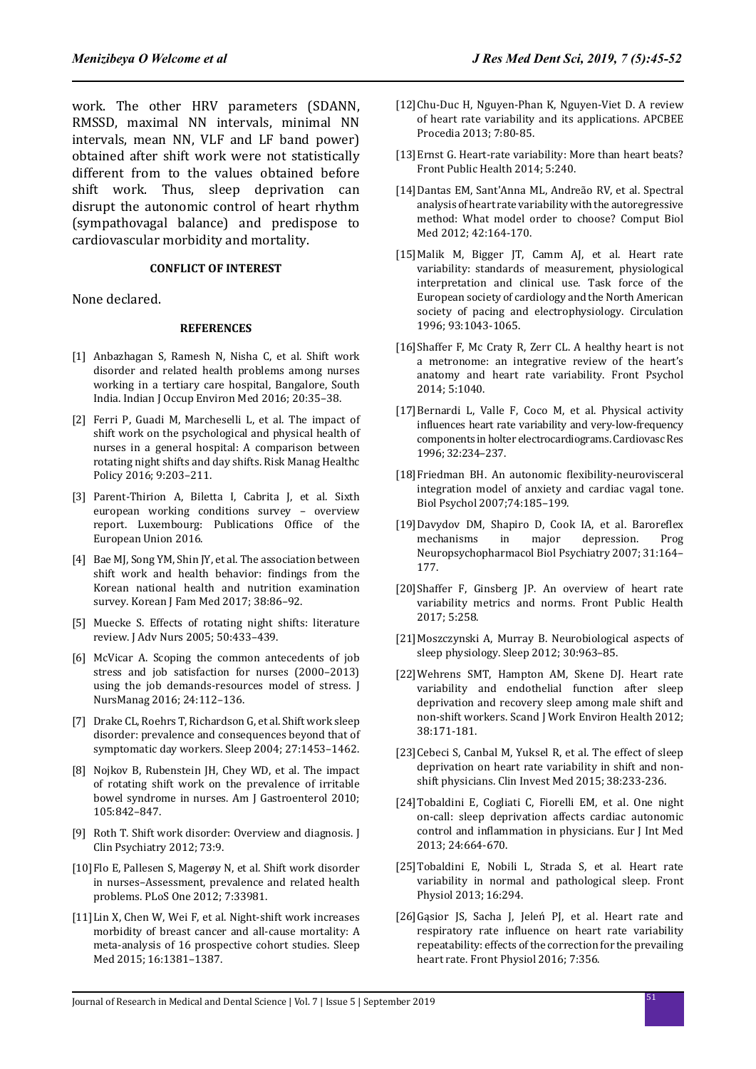work. The other HRV parameters (SDANN, RMSSD, maximal NN intervals, minimal NN intervals, mean NN, VLF and LF band power) obtained after shift work were not statistically different from to the values obtained before shift work. Thus, sleep deprivation can disrupt the autonomic control of heart rhythm (sympathovagal balance) and predispose to cardiovascular morbidity and mortality.

## CONFLICT OF INTEREST

None declared.

## REFERENCES

[1] Anbazhagan S, Ramesh N, Nisha C, et al. Shift work disorder and related health problems among nurses working in a tertiary care hospital, Bangalore, South India. Indian J Occup Environ Med 2016; 20:35–38.

[2] Ferri P, Guadi M, Marcheselli L, et al. The impact of shift work on the psychological and physical health of nurses in a general hospital: A comparison between rotating night shifts and day shifts. Risk Manag Healthc Policy 2016; 9:203–211.

[3] Parent-Thirion A, Biletta I, Cabrita J, et al. Sixth european working conditions survey – overview report. Luxembourg: Publications Office of the European Union 2016.

[4] Bae MJ, Song YM, Shin JY, et al. The association between shift work and health behavior: findings from the Korean national health and nutrition examination survey. Korean J Fam Med 2017; 38:86–92.

[5] Muecke S. Effects of rotating night shifts: literature review. J Adv Nurs 2005; 50:433–439.

[6] McVicar A. Scoping the common antecedents of job stress and job satisfaction for nurses (2000–2013) using the job demands-resources model of stress. J NursManag 2016; 24:112–136.

[7] Drake CL, Roehrs T, Richardson G, et al. Shift work sleep disorder: prevalence and consequences beyond that of symptomatic day workers. Sleep 2004; 27:1453–1462.

[8] Nojkov B, Rubenstein JH, Chey WD, et al. The impact of rotating shift work on the prevalence of irritable bowel syndrome in nurses. Am J Gastroenterol 2010; 105:842–847.

[9] Roth T. Shift work disorder: Overview and diagnosis. J Clin Psychiatry 2012; 73:9.

[10] Flo E, Pallesen S, Magerøy N, et al. Shift work disorder in nurses–Assessment, prevalence and related health problems. PLoS One 2012; 7:33981.

[11] Lin X, Chen W, Wei F, et al. Night-shift work increases morbidity of breast cancer and all-cause mortality: A meta-analysis of 16 prospective cohort studies. Sleep Med 2015; 16:1381–1387.

[12] Chu-Duc H, Nguyen-Phan K, Nguyen-Viet D. A review of heart rate variability and its applications. APCBEE Procedia 2013; 7:80-85.

[13] Ernst G. Heart-rate variability: More than heart beats? Front Public Health 2014; 5:240.

[14] Dantas EM, Sant'Anna ML, Andreão RV, et al. Spectral analysis of heart rate variability with the autoregressive method: What model order to choose? Comput Biol Med 2012; 42:164-170.

[15] Malik M, Bigger JT, Camm AJ, et al. Heart rate variability: standards of measurement, physiological interpretation and clinical use. Task force of the European society of cardiology and the North American society of pacing and electrophysiology. Circulation 1996; 93:1043-1065.

[16] Shaffer F, Mc Craty R, Zerr CL. A healthy heart is not a metronome: an integrative review of the heart's anatomy and heart rate variability. Front Psychol 2014; 5:1040.

[17] Bernardi L, Valle F, Coco M, et al. Physical activity influences heart rate variability and very-low-frequency components in holter electrocardiograms. Cardiovasc Res 1996; 32:234–237.

[18] Friedman BH. An autonomic flexibility-neurovisceral integration model of anxiety and cardiac vagal tone. Biol Psychol 2007;74:185–199.

[19] Davydov DM, Shapiro D, Cook IA, et al. Baroreflex mechanisms in major depression. Prog Neuropsychopharmacol Biol Psychiatry 2007; 31:164–177.

[20] Shaffer F, Ginsberg JP. An overview of heart rate variability metrics and norms. Front Public Health 2017; 5:258.

[21] Moszczynski A, Murray B. Neurobiological aspects of sleep physiology. Sleep 2012; 30:963–85.

[22] Wehrens SMT, Hampton AM, Skene DJ. Heart rate variability and endothelial function after sleep deprivation and recovery sleep among male shift and non-shift workers. Scand J Work Environ Health 2012; 38:171-181.

[23] Cebeci S, Canbal M, Yuksel R, et al. The effect of sleep deprivation on heart rate variability in shift and non-shift physicians. Clin Invest Med 2015; 38:233-236.

[24] Tobaldini E, Cogliati C, Fiorelli EM, et al. One night on-call: sleep deprivation affects cardiac autonomic control and inflammation in physicians. Eur J Int Med 2013; 24:664-670.

[25] Tobaldini E, Nobili L, Strada S, et al. Heart rate variability in normal and pathological sleep. Front Physiol 2013; 16:294.

[26] Gąsior JS, Sacha J, Jeleń PJ, et al. Heart rate and respiratory rate influence on heart rate variability repeatability: effects of the correction for the prevailing heart rate. Front Physiol 2016; 7:356.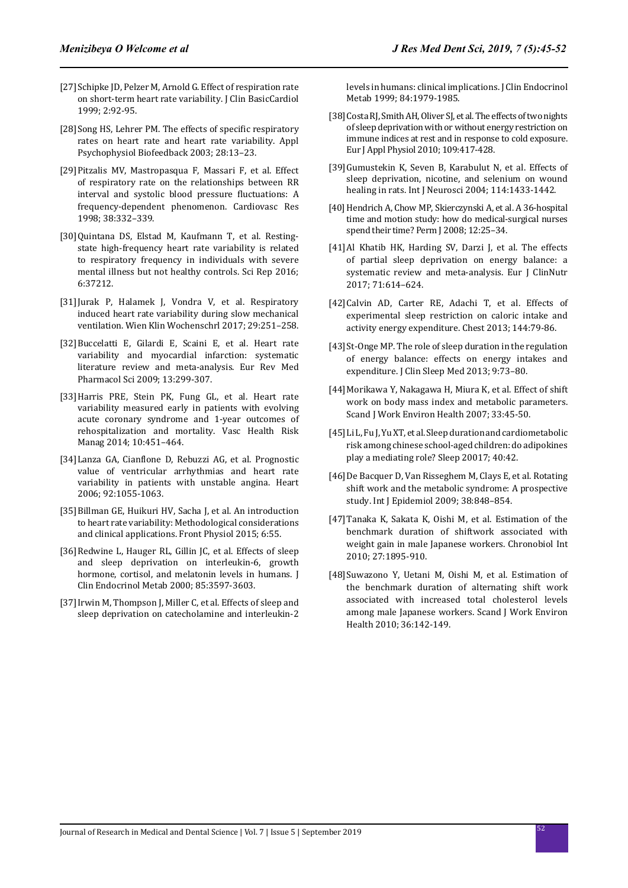[27] Schipke JD, Pelzer M, Arnold G. Effect of respiration rate on short-term heart rate variability. J Clin BasicCardiol 1999; 2:92-95.

[28] Song HS, Lehrer PM. The effects of specific respiratory rates on heart rate and heart rate variability. Appl Psychophysiol Biofeedback 2003; 28:13–23.

[29] Pitzalis MV, Mastropasqua F, Massari F, et al. Effect of respiratory rate on the relationships between RR interval and systolic blood pressure fluctuations: A frequency-dependent phenomenon. Cardiovasc Res 1998; 38:332–339.

[30] Quintana DS, Elstad M, Kaufmann T, et al. Resting-state high-frequency heart rate variability is related to respiratory frequency in individuals with severe mental illness but not healthy controls. Sci Rep 2016; 6:37212.

[31] Jurak P, Halamek J, Vondra V, et al. Respiratory induced heart rate variability during slow mechanical ventilation. Wien Klin Wochenschrl 2017; 29:251–258.

[32] Buccelatti E, Gilardi E, Scaini E, et al. Heart rate variability and myocardial infarction: systematic literature review and meta-analysis. Eur Rev Med Pharmacol Sci 2009; 13:299-307.

[33] Harris PRE, Stein PK, Fung GL, et al. Heart rate variability measured early in patients with evolving acute coronary syndrome and 1-year outcomes of rehospitalization and mortality. Vasc Health Risk Manag 2014; 10:451–464.

[34] Lanza GA, Cianflone D, Rebuzzi AG, et al. Prognostic value of ventricular arrhythmias and heart rate variability in patients with unstable angina. Heart 2006; 92:1055-1063.

[35] Billman GE, Huikuri HV, Sacha J, et al. An introduction to heart rate variability: Methodological considerations and clinical applications. Front Physiol 2015; 6:55.

[36] Redwine L, Hauger RL, Gillin JC, et al. Effects of sleep and sleep deprivation on interleukin-6, growth hormone, cortisol, and melatonin levels in humans. J Clin Endocrinol Metab 2000; 85:3597-3603.

[37] Irwin M, Thompson J, Miller C, et al. Effects of sleep and sleep deprivation on catecholamine and interleukin-2 levels in humans: clinical implications. J Clin Endocrinol Metab 1999; 84:1979-1985.

[38] Costa RJ, Smith AH, Oliver SJ, et al. The effects of two nights of sleep deprivation with or without energy restriction on immune indices at rest and in response to cold exposure. Eur J Appl Physiol 2010; 109:417-428.

[39] Gumustekin K, Seven B, Karabulut N, et al. Effects of sleep deprivation, nicotine, and selenium on wound healing in rats. Int J Neurosci 2004; 114:1433-1442.

[40] Hendrich A, Chow MP, Skierczynski A, et al. A 36-hospital time and motion study: how do medical-surgical nurses spend their time? Perm J 2008; 12:25–34.

[41] Al Khatib HK, Harding SV, Darzi J, et al. The effects of partial sleep deprivation on energy balance: a systematic review and meta-analysis. Eur J ClinNutr 2017; 71:614–624.

[42] Calvin AD, Carter RE, Adachi T, et al. Effects of experimental sleep restriction on caloric intake and activity energy expenditure. Chest 2013; 144:79-86.

[43] St-Onge MP. The role of sleep duration in the regulation of energy balance: effects on energy intakes and expenditure. J Clin Sleep Med 2013; 9:73–80.

[44] Morikawa Y, Nakagawa H, Miura K, et al. Effect of shift work on body mass index and metabolic parameters. Scand J Work Environ Health 2007; 33:45-50.

[45] Li L, Fu J, Yu XT, et al. Sleep duration and cardiometabolic risk among chinese school-aged children: do adipokines play a mediating role? Sleep 20017; 40:42.

[46] De Bacquer D, Van Risseghem M, Clays E, et al. Rotating shift work and the metabolic syndrome: A prospective study. Int J Epidemiol 2009; 38:848–854.

[47] Tanaka K, Sakata K, Oishi M, et al. Estimation of the benchmark duration of shiftwork associated with weight gain in male Japanese workers. Chronobiol Int 2010; 27:1895-910.

[48] Suwazono Y, Uetani M, Oishi M, et al. Estimation of the benchmark duration of alternating shift work associated with increased total cholesterol levels among male Japanese workers. Scand J Work Environ Health 2010; 36:142-149.